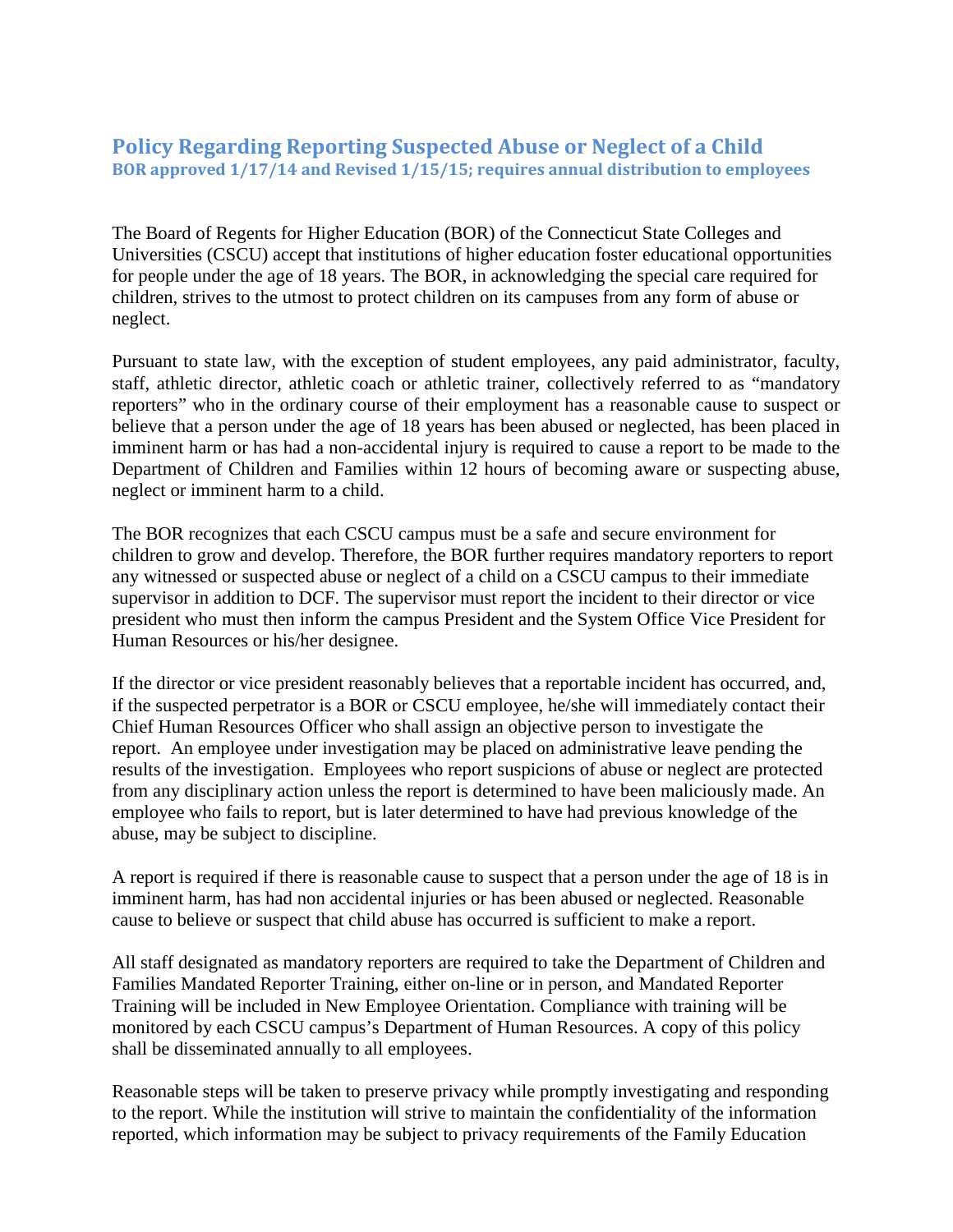# Policy Regarding Reporting Suspected Abuse or Neglect of a Child

### BOR approved 1/17/14 and Revised 1/15/15; requires annual distribution to employees

The Board of Regents for Higher Education (BOR) of the Connecticut State Colleges and Universities (CSCU) accept that institutions of higher education foster educational opportunities for people under the age of 18 years. The BOR, in acknowledging the special care required for children, strives to the utmost to protect children on its campuses from any form of abuse or neglect.

Pursuant to state law, with the exception of student employees, any paid administrator, faculty, staff, athletic director, athletic coach or athletic trainer, collectively referred to as "mandatory reporters" who in the ordinary course of their employment has a reasonable cause to suspect or believe that a person under the age of 18 years has been abused or neglected, has been placed in imminent harm or has had a non-accidental injury is required to cause a report to be made to the Department of Children and Families within 12 hours of becoming aware or suspecting abuse, neglect or imminent harm to a child.

The BOR recognizes that each CSCU campus must be a safe and secure environment for children to grow and develop. Therefore, the BOR further requires mandatory reporters to report any witnessed or suspected abuse or neglect of a child on a CSCU campus to their immediate supervisor in addition to DCF. The supervisor must report the incident to their director or vice president who must then inform the campus President and the System Office Vice President for Human Resources or his/her designee.

If the director or vice president reasonably believes that a reportable incident has occurred, and, if the suspected perpetrator is a BOR or CSCU employee, he/she will immediately contact their Chief Human Resources Officer who shall assign an objective person to investigate the report. An employee under investigation may be placed on administrative leave pending the results of the investigation. Employees who report suspicions of abuse or neglect are protected from any disciplinary action unless the report is determined to have been maliciously made. An employee who fails to report, but is later determined to have had previous knowledge of the abuse, may be subject to discipline.

A report is required if there is reasonable cause to suspect that a person under the age of 18 is in imminent harm, has had non accidental injuries or has been abused or neglected. Reasonable cause to believe or suspect that child abuse has occurred is sufficient to make a report.

All staff designated as mandatory reporters are required to take the Department of Children and Families Mandated Reporter Training, either on-line or in person, and Mandated Reporter Training will be included in New Employee Orientation. Compliance with training will be monitored by each CSCU campus's Department of Human Resources. A copy of this policy shall be disseminated annually to all employees.

Reasonable steps will be taken to preserve privacy while promptly investigating and responding to the report. While the institution will strive to maintain the confidentiality of the information reported, which information may be subject to privacy requirements of the Family Education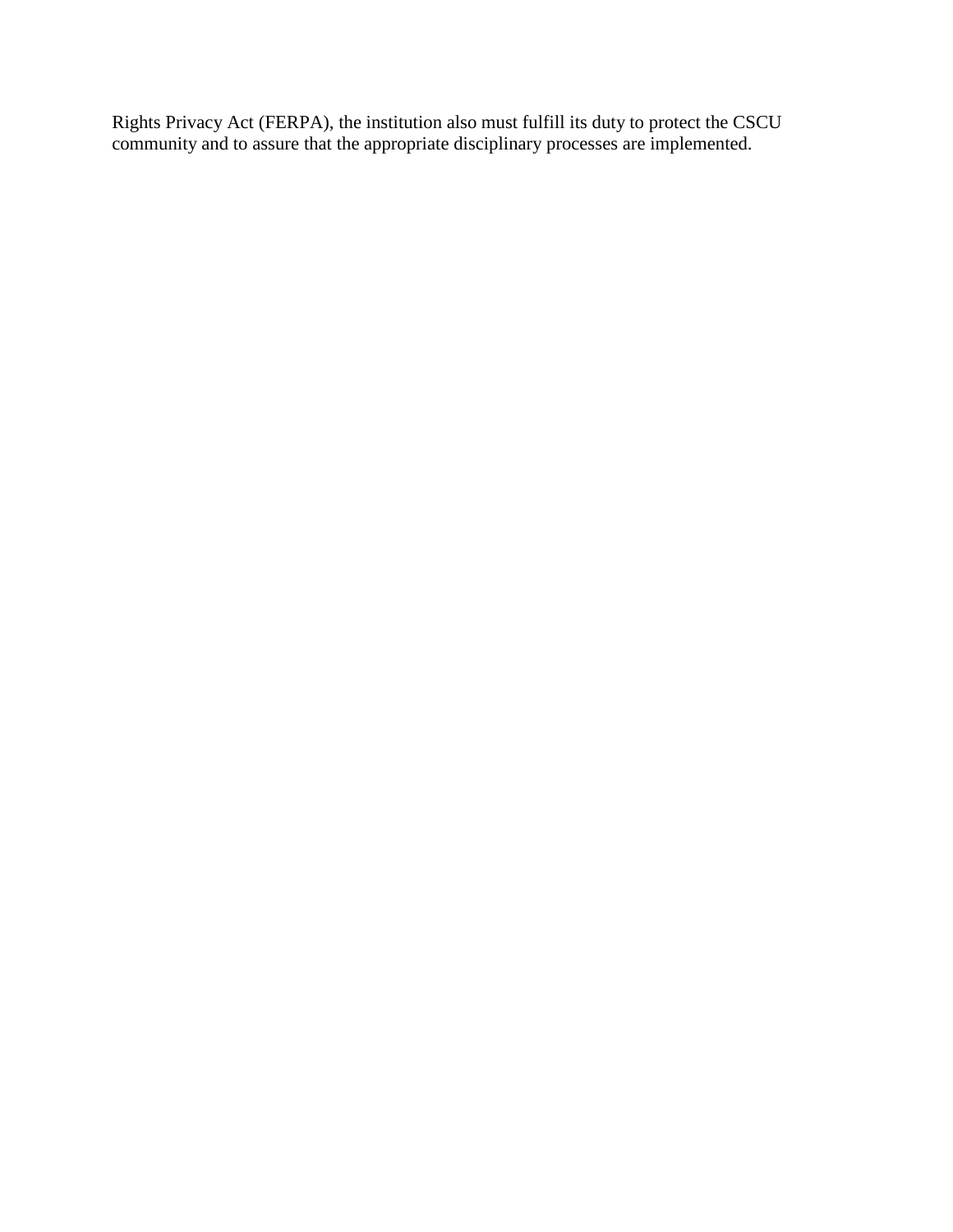Rights Privacy Act (FERPA), the institution also must fulfill its duty to protect the CSCU community and to assure that the appropriate disciplinary processes are implemented.